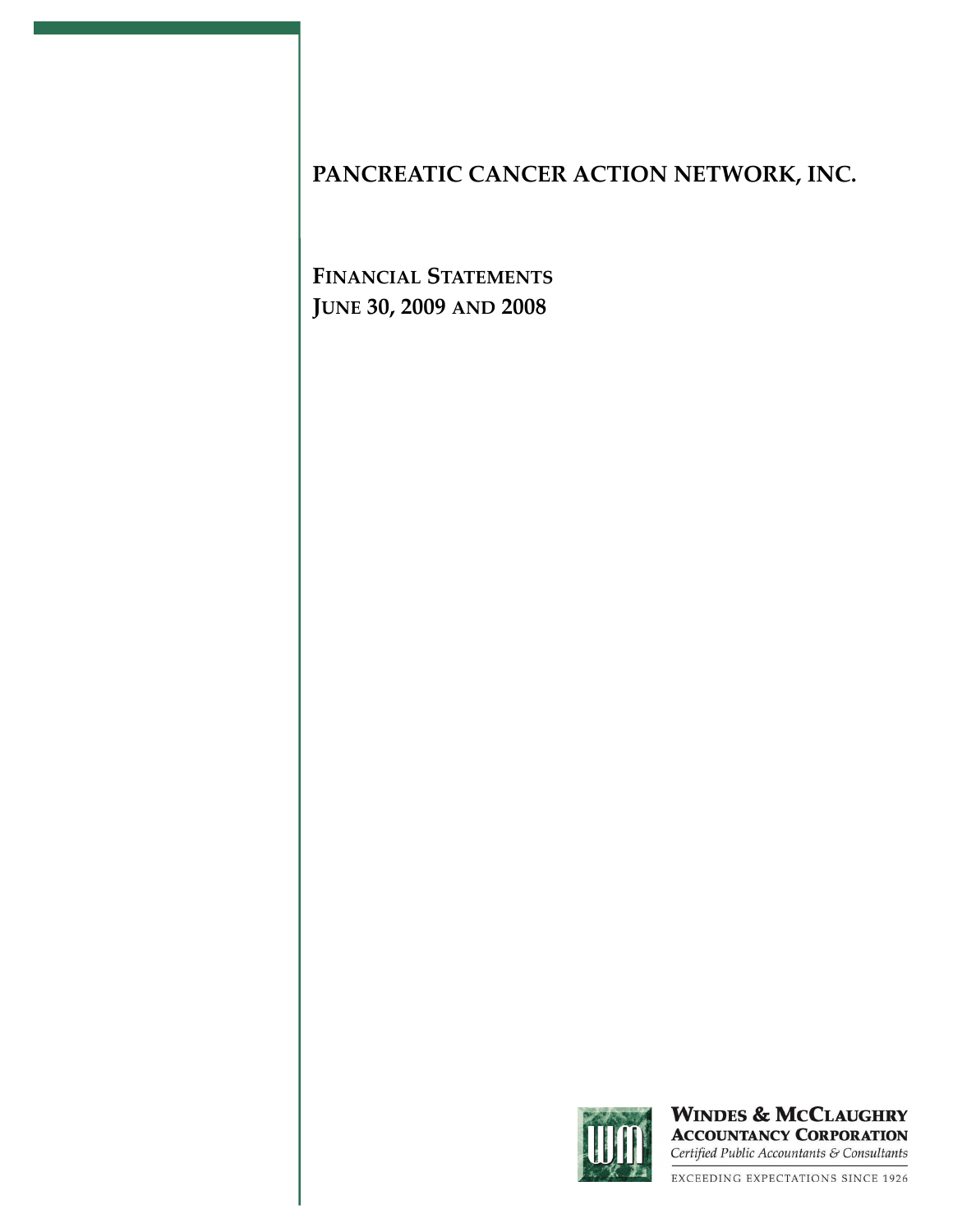# PANCREATIC CANCER ACTION NETWORK, INC.

## FINANCIAL STATEMENTS
## JUNE 30, 2009 AND 2008

**WINDES & MCCLAUGHRY**
**ACCOUNTANCY CORPORATION**
*Certified Public Accountants & Consultants*

EXCEEDING EXPECTATIONS SINCE 1926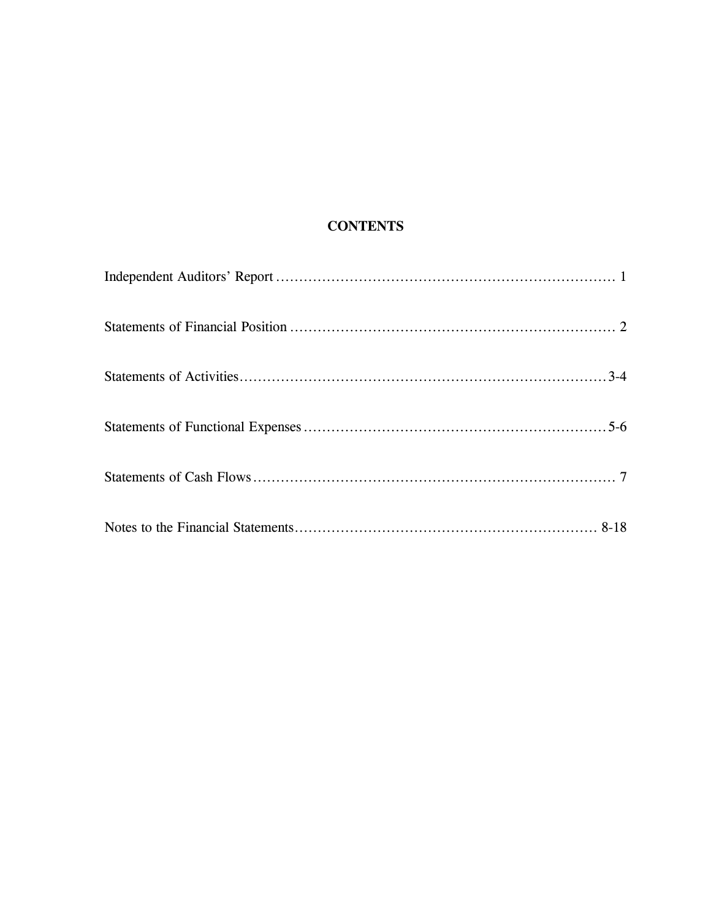# CONTENTS

| | |
|---|---|
| Independent Auditors' Report | 1 |
| Statements of Financial Position | 2 |
| Statements of Activities | 3-4 |
| Statements of Functional Expenses | 5-6 |
| Statements of Cash Flows | 7 |
| Notes to the Financial Statements | 8-18 |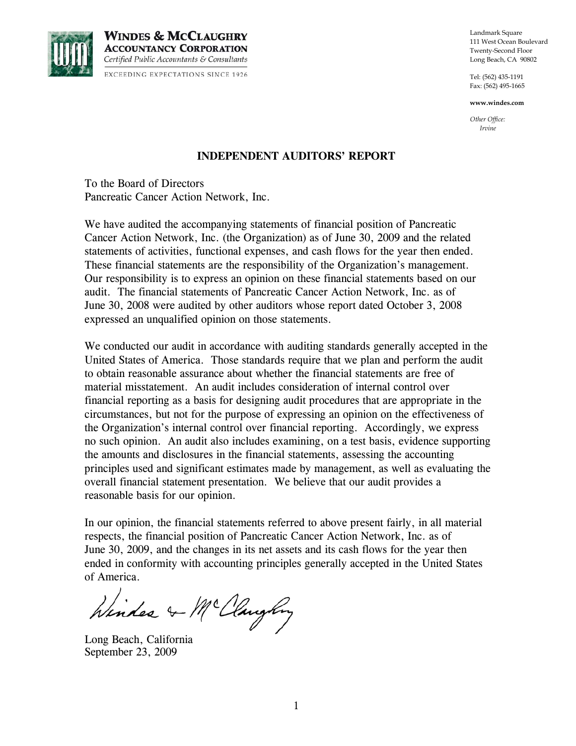**WINDES & MCCLAUGHRY**
**ACCOUNTANCY CORPORATION**
*Certified Public Accountants & Consultants*
EXCEEDING EXPECTATIONS SINCE 1926

Landmark Square
111 West Ocean Boulevard
Twenty-Second Floor
Long Beach, CA 90802

Tel: (562) 435-1191
Fax: (562) 495-1665

**www.windes.com**

*Other Office:*
*Irvine*

## INDEPENDENT AUDITORS' REPORT

To the Board of Directors
Pancreatic Cancer Action Network, Inc.

We have audited the accompanying statements of financial position of Pancreatic Cancer Action Network, Inc. (the Organization) as of June 30, 2009 and the related statements of activities, functional expenses, and cash flows for the year then ended. These financial statements are the responsibility of the Organization's management. Our responsibility is to express an opinion on these financial statements based on our audit. The financial statements of Pancreatic Cancer Action Network, Inc. as of June 30, 2008 were audited by other auditors whose report dated October 3, 2008 expressed an unqualified opinion on those statements.

We conducted our audit in accordance with auditing standards generally accepted in the United States of America. Those standards require that we plan and perform the audit to obtain reasonable assurance about whether the financial statements are free of material misstatement. An audit includes consideration of internal control over financial reporting as a basis for designing audit procedures that are appropriate in the circumstances, but not for the purpose of expressing an opinion on the effectiveness of the Organization's internal control over financial reporting. Accordingly, we express no such opinion. An audit also includes examining, on a test basis, evidence supporting the amounts and disclosures in the financial statements, assessing the accounting principles used and significant estimates made by management, as well as evaluating the overall financial statement presentation. We believe that our audit provides a reasonable basis for our opinion.

In our opinion, the financial statements referred to above present fairly, in all material respects, the financial position of Pancreatic Cancer Action Network, Inc. as of June 30, 2009, and the changes in its net assets and its cash flows for the year then ended in conformity with accounting principles generally accepted in the United States of America.

*Windes & McClaughry*

Long Beach, California
September 23, 2009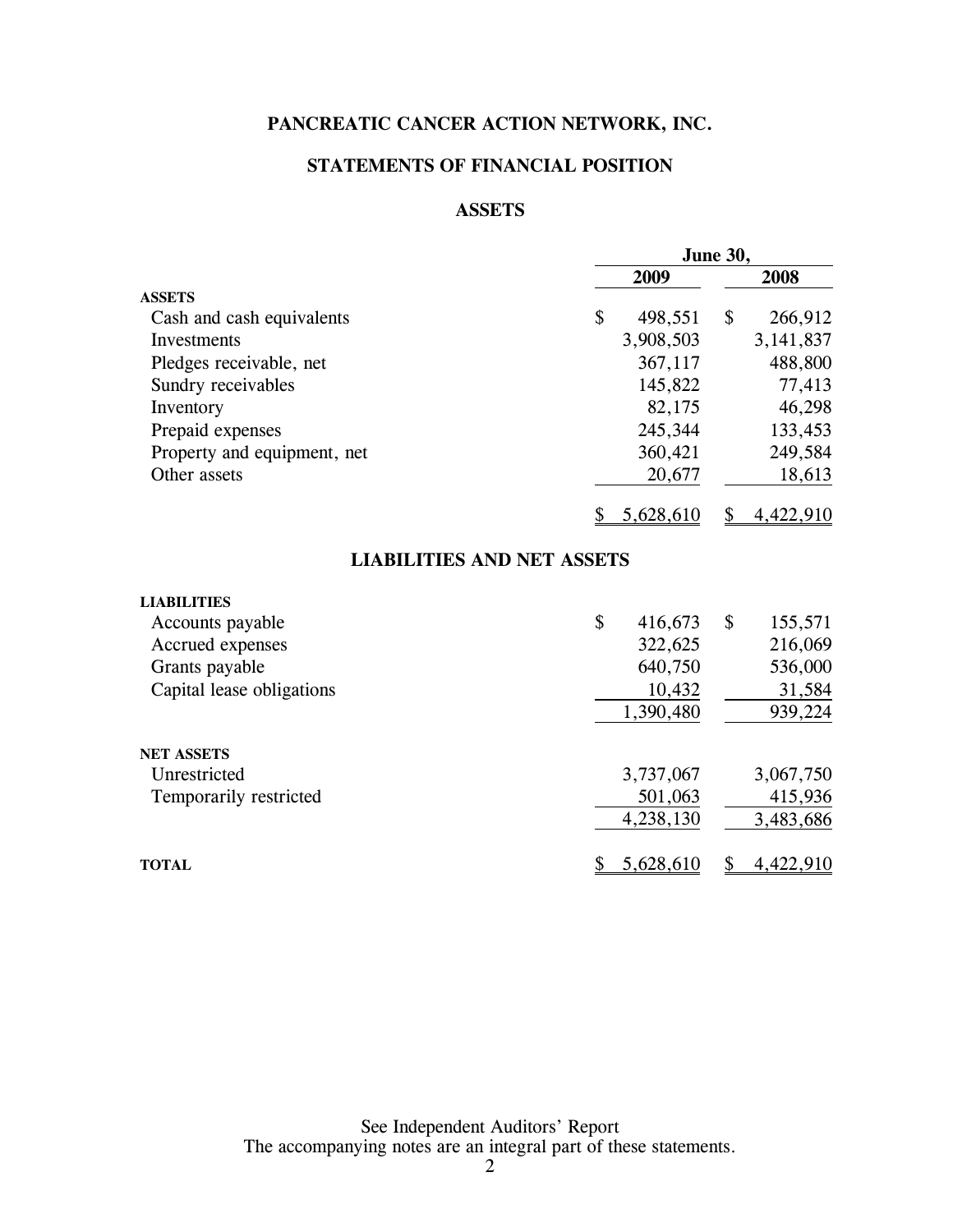# PANCREATIC CANCER ACTION NETWORK, INC.

## STATEMENTS OF FINANCIAL POSITION

### ASSETS

| | June 30, 2009 | June 30, 2008 |
|---|---|---|
| **ASSETS** | | |
| Cash and cash equivalents | $ 498,551 | $ 266,912 |
| Investments | 3,908,503 | 3,141,837 |
| Pledges receivable, net | 367,117 | 488,800 |
| Sundry receivables | 145,822 | 77,413 |
| Inventory | 82,175 | 46,298 |
| Prepaid expenses | 245,344 | 133,453 |
| Property and equipment, net | 360,421 | 249,584 |
| Other assets | 20,677 | 18,613 |
| | $ 5,628,610 | $ 4,422,910 |

### LIABILITIES AND NET ASSETS

| | June 30, 2009 | June 30, 2008 |
|---|---|---|
| **LIABILITIES** | | |
| Accounts payable | $ 416,673 | $ 155,571 |
| Accrued expenses | 322,625 | 216,069 |
| Grants payable | 640,750 | 536,000 |
| Capital lease obligations | 10,432 | 31,584 |
| | 1,390,480 | 939,224 |
| **NET ASSETS** | | |
| Unrestricted | 3,737,067 | 3,067,750 |
| Temporarily restricted | 501,063 | 415,936 |
| | 4,238,130 | 3,483,686 |
| **TOTAL** | $ 5,628,610 | $ 4,422,910 |

See Independent Auditors' Report
The accompanying notes are an integral part of these statements.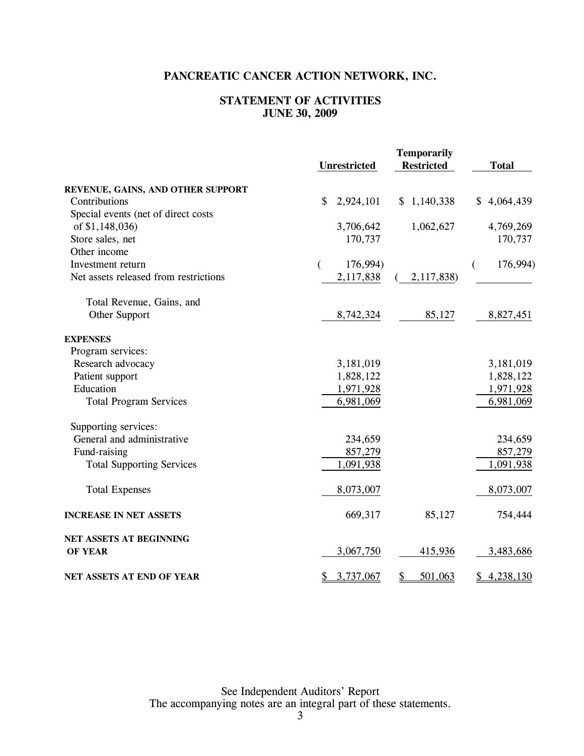# PANCREATIC CANCER ACTION NETWORK, INC.

## STATEMENT OF ACTIVITIES
## JUNE 30, 2009

| | Unrestricted | Temporarily Restricted | Total |
|---|---|---|---|
| **REVENUE, GAINS, AND OTHER SUPPORT** | | | |
| Contributions | $ 2,924,101 | $ 1,140,338 | $ 4,064,439 |
| Special events (net of direct costs of $1,148,036) | 3,706,642 | 1,062,627 | 4,769,269 |
| Store sales, net | 170,737 | | 170,737 |
| Other income | | | |
| Investment return | ( 176,994) | | ( 176,994) |
| Net assets released from restrictions | 2,117,838 | ( 2,117,838) | |
| Total Revenue, Gains, and Other Support | 8,742,324 | 85,127 | 8,827,451 |
| **EXPENSES** | | | |
| Program services: | | | |
| Research advocacy | 3,181,019 | | 3,181,019 |
| Patient support | 1,828,122 | | 1,828,122 |
| Education | 1,971,928 | | 1,971,928 |
| Total Program Services | 6,981,069 | | 6,981,069 |
| Supporting services: | | | |
| General and administrative | 234,659 | | 234,659 |
| Fund-raising | 857,279 | | 857,279 |
| Total Supporting Services | 1,091,938 | | 1,091,938 |
| Total Expenses | 8,073,007 | | 8,073,007 |
| **INCREASE IN NET ASSETS** | 669,317 | 85,127 | 754,444 |
| **NET ASSETS AT BEGINNING OF YEAR** | 3,067,750 | 415,936 | 3,483,686 |
| **NET ASSETS AT END OF YEAR** | $ 3,737,067 | $ 501,063 | $ 4,238,130 |

See Independent Auditors' Report
The accompanying notes are an integral part of these statements.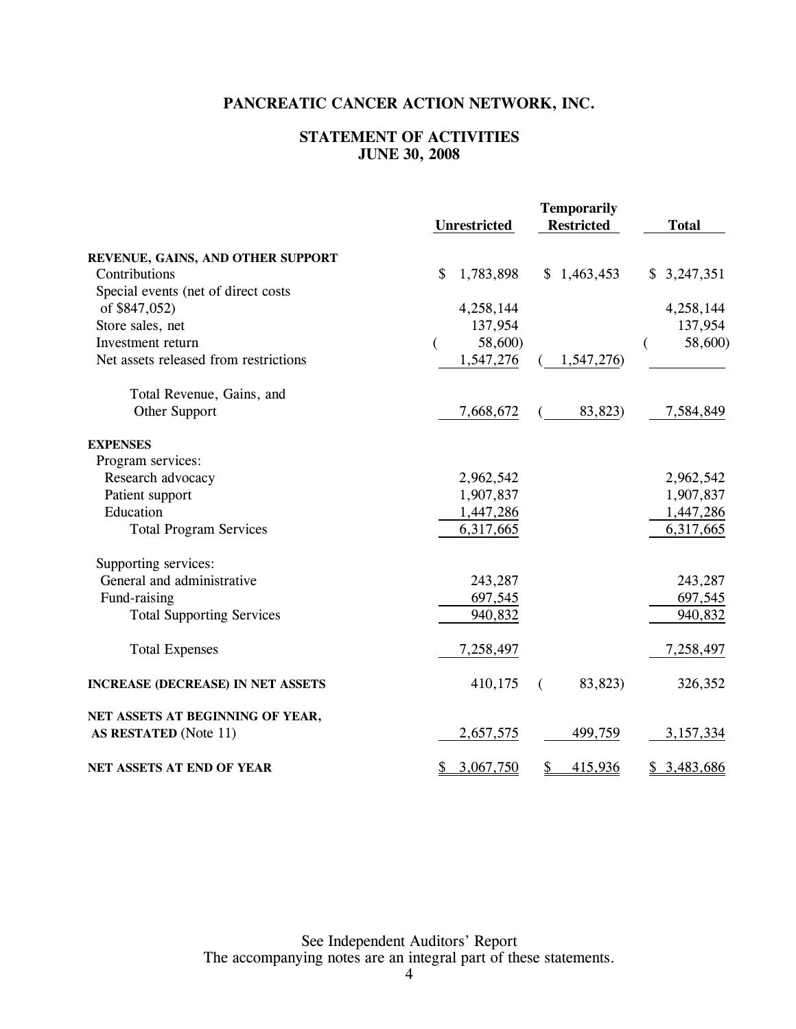# PANCREATIC CANCER ACTION NETWORK, INC.

## STATEMENT OF ACTIVITIES
## JUNE 30, 2008

| | Unrestricted | Temporarily Restricted | Total |
|---|---|---|---|
| **REVENUE, GAINS, AND OTHER SUPPORT** | | | |
| Contributions | $ 1,783,898 | $ 1,463,453 | $ 3,247,351 |
| Special events (net of direct costs of $847,052) | 4,258,144 | | 4,258,144 |
| Store sales, net | 137,954 | | 137,954 |
| Investment return | ( 58,600) | | ( 58,600) |
| Net assets released from restrictions | 1,547,276 | ( 1,547,276) | |
| Total Revenue, Gains, and Other Support | 7,668,672 | ( 83,823) | 7,584,849 |
| **EXPENSES** | | | |
| Program services: | | | |
| Research advocacy | 2,962,542 | | 2,962,542 |
| Patient support | 1,907,837 | | 1,907,837 |
| Education | 1,447,286 | | 1,447,286 |
| Total Program Services | 6,317,665 | | 6,317,665 |
| Supporting services: | | | |
| General and administrative | 243,287 | | 243,287 |
| Fund-raising | 697,545 | | 697,545 |
| Total Supporting Services | 940,832 | | 940,832 |
| Total Expenses | 7,258,497 | | 7,258,497 |
| **INCREASE (DECREASE) IN NET ASSETS** | 410,175 | ( 83,823) | 326,352 |
| **NET ASSETS AT BEGINNING OF YEAR, AS RESTATED** (Note 11) | 2,657,575 | 499,759 | 3,157,334 |
| **NET ASSETS AT END OF YEAR** | $ 3,067,750 | $ 415,936 | $ 3,483,686 |

See Independent Auditors' Report
The accompanying notes are an integral part of these statements.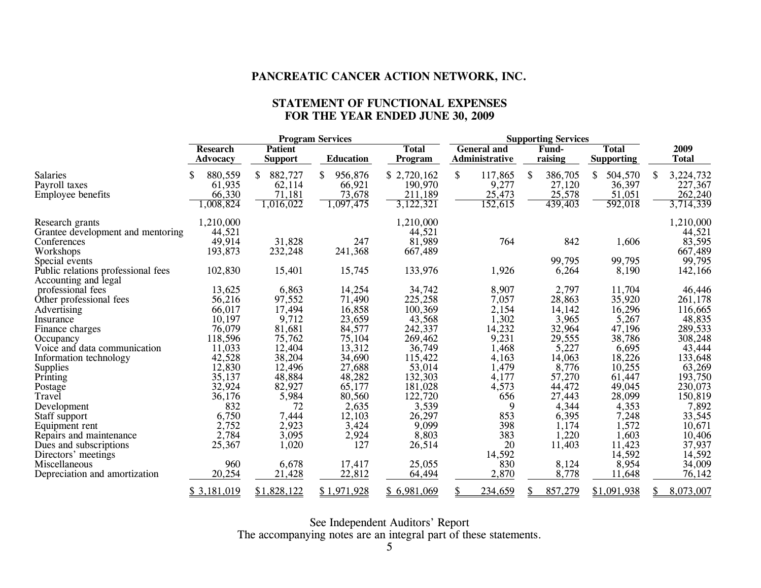# PANCREATIC CANCER ACTION NETWORK, INC.

## STATEMENT OF FUNCTIONAL EXPENSES
## FOR THE YEAR ENDED JUNE 30, 2009

| | Program Services | | | | Supporting Services | | | |
|---|---|---|---|---|---|---|---|---|
| | Research Advocacy | Patient Support | Education | Total Program | General and Administrative | Fund-raising | Total Supporting | 2009 Total |
| Salaries | $ 880,559 | $ 882,727 | $ 956,876 | $ 2,720,162 | $ 117,865 | $ 386,705 | $ 504,570 | $ 3,224,732 |
| Payroll taxes | 61,935 | 62,114 | 66,921 | 190,970 | 9,277 | 27,120 | 36,397 | 227,367 |
| Employee benefits | 66,330 | 71,181 | 73,678 | 211,189 | 25,473 | 25,578 | 51,051 | 262,240 |
| | 1,008,824 | 1,016,022 | 1,097,475 | 3,122,321 | 152,615 | 439,403 | 592,018 | 3,714,339 |
| Research grants | 1,210,000 | | | 1,210,000 | | | | 1,210,000 |
| Grantee development and mentoring | 44,521 | | | 44,521 | | | | 44,521 |
| Conferences | 49,914 | 31,828 | 247 | 81,989 | 764 | 842 | 1,606 | 83,595 |
| Workshops | 193,873 | 232,248 | 241,368 | 667,489 | | | | 667,489 |
| Special events | | | | | | 99,795 | 99,795 | 99,795 |
| Public relations professional fees | 102,830 | 15,401 | 15,745 | 133,976 | 1,926 | 6,264 | 8,190 | 142,166 |
| Accounting and legal professional fees | 13,625 | 6,863 | 14,254 | 34,742 | 8,907 | 2,797 | 11,704 | 46,446 |
| Other professional fees | 56,216 | 97,552 | 71,490 | 225,258 | 7,057 | 28,863 | 35,920 | 261,178 |
| Advertising | 66,017 | 17,494 | 16,858 | 100,369 | 2,154 | 14,142 | 16,296 | 116,665 |
| Insurance | 10,197 | 9,712 | 23,659 | 43,568 | 1,302 | 3,965 | 5,267 | 48,835 |
| Finance charges | 76,079 | 81,681 | 84,577 | 242,337 | 14,232 | 32,964 | 47,196 | 289,533 |
| Occupancy | 118,596 | 75,762 | 75,104 | 269,462 | 9,231 | 29,555 | 38,786 | 308,248 |
| Voice and data communication | 11,033 | 12,404 | 13,312 | 36,749 | 1,468 | 5,227 | 6,695 | 43,444 |
| Information technology | 42,528 | 38,204 | 34,690 | 115,422 | 4,163 | 14,063 | 18,226 | 133,648 |
| Supplies | 12,830 | 12,496 | 27,688 | 53,014 | 1,479 | 8,776 | 10,255 | 63,269 |
| Printing | 35,137 | 48,884 | 48,282 | 132,303 | 4,177 | 57,270 | 61,447 | 193,750 |
| Postage | 32,924 | 82,927 | 65,177 | 181,028 | 4,573 | 44,472 | 49,045 | 230,073 |
| Travel | 36,176 | 5,984 | 80,560 | 122,720 | 656 | 27,443 | 28,099 | 150,819 |
| Development | 832 | 72 | 2,635 | 3,539 | 9 | 4,344 | 4,353 | 7,892 |
| Staff support | 6,750 | 7,444 | 12,103 | 26,297 | 853 | 6,395 | 7,248 | 33,545 |
| Equipment rent | 2,752 | 2,923 | 3,424 | 9,099 | 398 | 1,174 | 1,572 | 10,671 |
| Repairs and maintenance | 2,784 | 3,095 | 2,924 | 8,803 | 383 | 1,220 | 1,603 | 10,406 |
| Dues and subscriptions | 25,367 | 1,020 | 127 | 26,514 | 20 | 11,403 | 11,423 | 37,937 |
| Directors' meetings | | | | | 14,592 | | 14,592 | 14,592 |
| Miscellaneous | 960 | 6,678 | 17,417 | 25,055 | 830 | 8,124 | 8,954 | 34,009 |
| Depreciation and amortization | 20,254 | 21,428 | 22,812 | 64,494 | 2,870 | 8,778 | 11,648 | 76,142 |
| | $ 3,181,019 | $ 1,828,122 | $ 1,971,928 | $ 6,981,069 | $ 234,659 | $ 857,279 | $ 1,091,938 | $ 8,073,007 |

See Independent Auditors' Report

The accompanying notes are an integral part of these statements.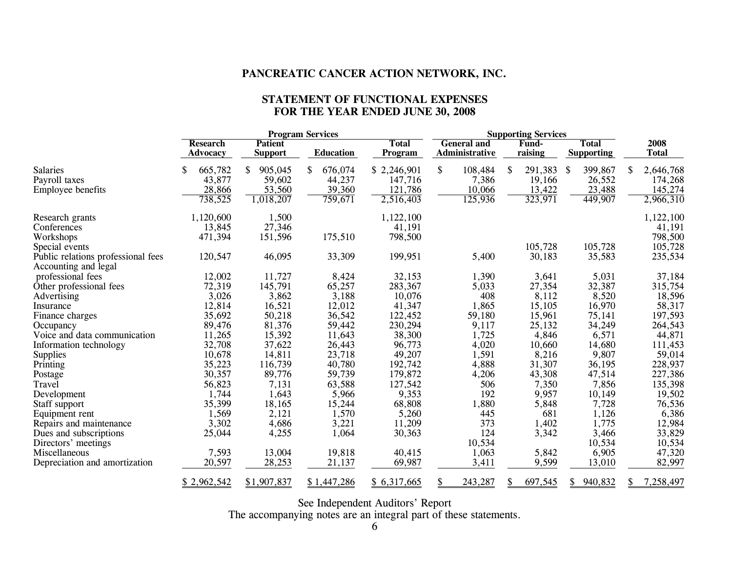## PANCREATIC CANCER ACTION NETWORK, INC.

## STATEMENT OF FUNCTIONAL EXPENSES
## FOR THE YEAR ENDED JUNE 30, 2008

| | Program Services | | | | Supporting Services | | | |
|---|---|---|---|---|---|---|---|---|
| | Research Advocacy | Patient Support | Education | Total Program | General and Administrative | Fund-raising | Total Supporting | 2008 Total |
| Salaries | $ 665,782 | $ 905,045 | $ 676,074 | $ 2,246,901 | $ 108,484 | $ 291,383 | $ 399,867 | $ 2,646,768 |
| Payroll taxes | 43,877 | 59,602 | 44,237 | 147,716 | 7,386 | 19,166 | 26,552 | 174,268 |
| Employee benefits | 28,866 | 53,560 | 39,360 | 121,786 | 10,066 | 13,422 | 23,488 | 145,274 |
| | 738,525 | 1,018,207 | 759,671 | 2,516,403 | 125,936 | 323,971 | 449,907 | 2,966,310 |
| Research grants | 1,120,600 | 1,500 | | 1,122,100 | | | | 1,122,100 |
| Conferences | 13,845 | 27,346 | | 41,191 | | | | 41,191 |
| Workshops | 471,394 | 151,596 | 175,510 | 798,500 | | | | 798,500 |
| Special events | | | | | | 105,728 | 105,728 | 105,728 |
| Public relations professional fees | 120,547 | 46,095 | 33,309 | 199,951 | 5,400 | 30,183 | 35,583 | 235,534 |
| Accounting and legal professional fees | 12,002 | 11,727 | 8,424 | 32,153 | 1,390 | 3,641 | 5,031 | 37,184 |
| Other professional fees | 72,319 | 145,791 | 65,257 | 283,367 | 5,033 | 27,354 | 32,387 | 315,754 |
| Advertising | 3,026 | 3,862 | 3,188 | 10,076 | 408 | 8,112 | 8,520 | 18,596 |
| Insurance | 12,814 | 16,521 | 12,012 | 41,347 | 1,865 | 15,105 | 16,970 | 58,317 |
| Finance charges | 35,692 | 50,218 | 36,542 | 122,452 | 59,180 | 15,961 | 75,141 | 197,593 |
| Occupancy | 89,476 | 81,376 | 59,442 | 230,294 | 9,117 | 25,132 | 34,249 | 264,543 |
| Voice and data communication | 11,265 | 15,392 | 11,643 | 38,300 | 1,725 | 4,846 | 6,571 | 44,871 |
| Information technology | 32,708 | 37,622 | 26,443 | 96,773 | 4,020 | 10,660 | 14,680 | 111,453 |
| Supplies | 10,678 | 14,811 | 23,718 | 49,207 | 1,591 | 8,216 | 9,807 | 59,014 |
| Printing | 35,223 | 116,739 | 40,780 | 192,742 | 4,888 | 31,307 | 36,195 | 228,937 |
| Postage | 30,357 | 89,776 | 59,739 | 179,872 | 4,206 | 43,308 | 47,514 | 227,386 |
| Travel | 56,823 | 7,131 | 63,588 | 127,542 | 506 | 7,350 | 7,856 | 135,398 |
| Development | 1,744 | 1,643 | 5,966 | 9,353 | 192 | 9,957 | 10,149 | 19,502 |
| Staff support | 35,399 | 18,165 | 15,244 | 68,808 | 1,880 | 5,848 | 7,728 | 76,536 |
| Equipment rent | 1,569 | 2,121 | 1,570 | 5,260 | 445 | 681 | 1,126 | 6,386 |
| Repairs and maintenance | 3,302 | 4,686 | 3,221 | 11,209 | 373 | 1,402 | 1,775 | 12,984 |
| Dues and subscriptions | 25,044 | 4,255 | 1,064 | 30,363 | 124 | 3,342 | 3,466 | 33,829 |
| Directors' meetings | | | | | 10,534 | | 10,534 | 10,534 |
| Miscellaneous | 7,593 | 13,004 | 19,818 | 40,415 | 1,063 | 5,842 | 6,905 | 47,320 |
| Depreciation and amortization | 20,597 | 28,253 | 21,137 | 69,987 | 3,411 | 9,599 | 13,010 | 82,997 |
| | $ 2,962,542 | $ 1,907,837 | $ 1,447,286 | $ 6,317,665 | $ 243,287 | $ 697,545 | $ 940,832 | $ 7,258,497 |

See Independent Auditors' Report
The accompanying notes are an integral part of these statements.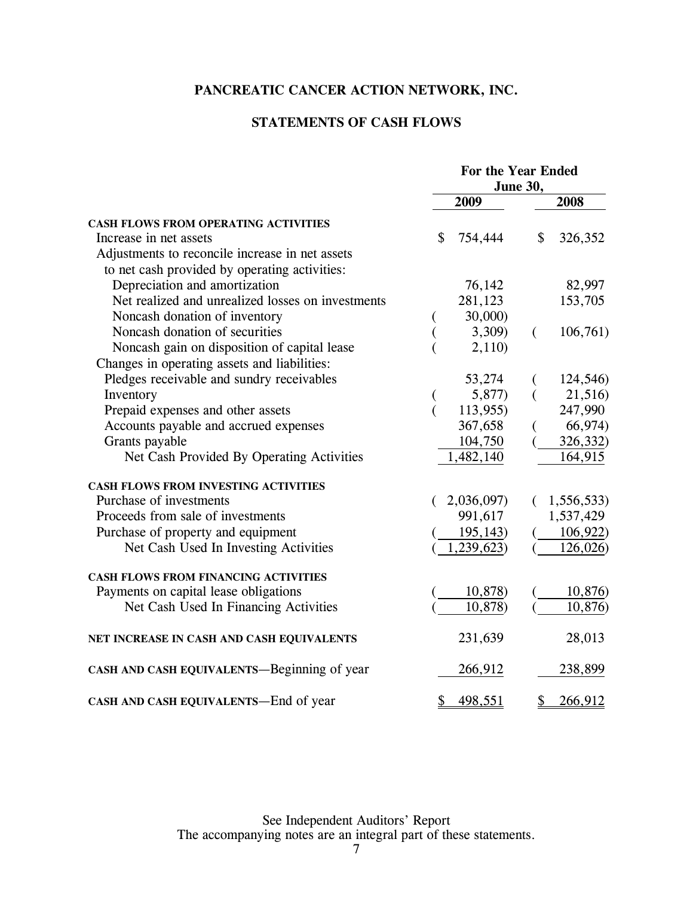# PANCREATIC CANCER ACTION NETWORK, INC.

## STATEMENTS OF CASH FLOWS

| | For the Year Ended June 30, | |
|---|---|---|
| | 2009 | 2008 |
| **CASH FLOWS FROM OPERATING ACTIVITIES** | | |
| Increase in net assets | $ 754,444 | $ 326,352 |
| Adjustments to reconcile increase in net assets to net cash provided by operating activities: | | |
| Depreciation and amortization | 76,142 | 82,997 |
| Net realized and unrealized losses on investments | 281,123 | 153,705 |
| Noncash donation of inventory | ( 30,000) | |
| Noncash donation of securities | ( 3,309) | ( 106,761) |
| Noncash gain on disposition of capital lease | ( 2,110) | |
| Changes in operating assets and liabilities: | | |
| Pledges receivable and sundry receivables | 53,274 | ( 124,546) |
| Inventory | ( 5,877) | ( 21,516) |
| Prepaid expenses and other assets | ( 113,955) | 247,990 |
| Accounts payable and accrued expenses | 367,658 | ( 66,974) |
| Grants payable | 104,750 | ( 326,332) |
| Net Cash Provided By Operating Activities | 1,482,140 | 164,915 |
| **CASH FLOWS FROM INVESTING ACTIVITIES** | | |
| Purchase of investments | ( 2,036,097) | ( 1,556,533) |
| Proceeds from sale of investments | 991,617 | 1,537,429 |
| Purchase of property and equipment | ( 195,143) | ( 106,922) |
| Net Cash Used In Investing Activities | ( 1,239,623) | ( 126,026) |
| **CASH FLOWS FROM FINANCING ACTIVITIES** | | |
| Payments on capital lease obligations | ( 10,878) | ( 10,876) |
| Net Cash Used In Financing Activities | ( 10,878) | ( 10,876) |
| **NET INCREASE IN CASH AND CASH EQUIVALENTS** | 231,639 | 28,013 |
| **CASH AND CASH EQUIVALENTS**—Beginning of year | 266,912 | 238,899 |
| **CASH AND CASH EQUIVALENTS**—End of year | $ 498,551 | $ 266,912 |

See Independent Auditors' Report
The accompanying notes are an integral part of these statements.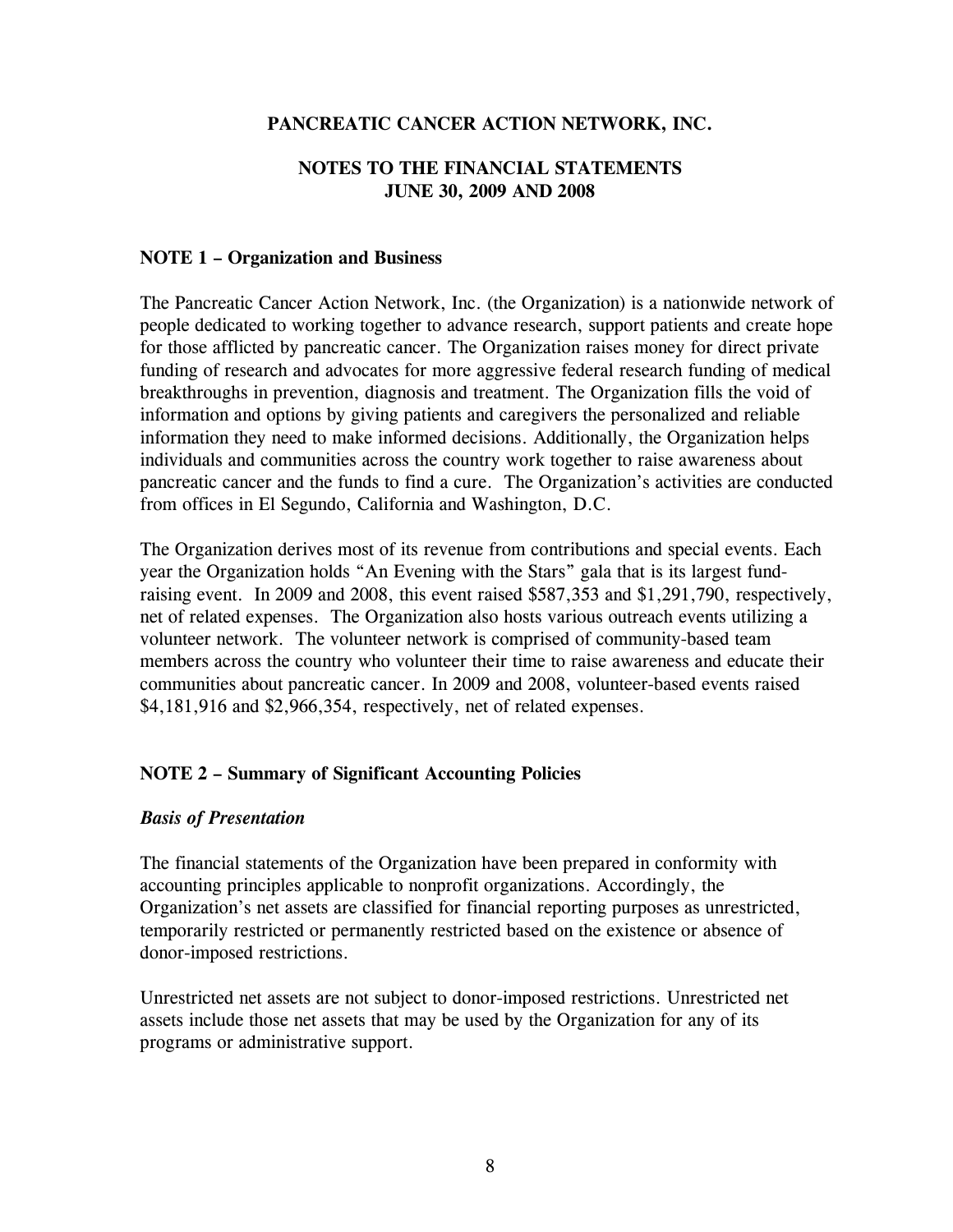**PANCREATIC CANCER ACTION NETWORK, INC.**

**NOTES TO THE FINANCIAL STATEMENTS**
**JUNE 30, 2009 AND 2008**

**NOTE 1 – Organization and Business**

The Pancreatic Cancer Action Network, Inc. (the Organization) is a nationwide network of people dedicated to working together to advance research, support patients and create hope for those afflicted by pancreatic cancer. The Organization raises money for direct private funding of research and advocates for more aggressive federal research funding of medical breakthroughs in prevention, diagnosis and treatment. The Organization fills the void of information and options by giving patients and caregivers the personalized and reliable information they need to make informed decisions. Additionally, the Organization helps individuals and communities across the country work together to raise awareness about pancreatic cancer and the funds to find a cure. The Organization's activities are conducted from offices in El Segundo, California and Washington, D.C.

The Organization derives most of its revenue from contributions and special events. Each year the Organization holds "An Evening with the Stars" gala that is its largest fund-raising event. In 2009 and 2008, this event raised $587,353 and $1,291,790, respectively, net of related expenses. The Organization also hosts various outreach events utilizing a volunteer network. The volunteer network is comprised of community-based team members across the country who volunteer their time to raise awareness and educate their communities about pancreatic cancer. In 2009 and 2008, volunteer-based events raised $4,181,916 and $2,966,354, respectively, net of related expenses.

**NOTE 2 – Summary of Significant Accounting Policies**

***Basis of Presentation***

The financial statements of the Organization have been prepared in conformity with accounting principles applicable to nonprofit organizations. Accordingly, the Organization's net assets are classified for financial reporting purposes as unrestricted, temporarily restricted or permanently restricted based on the existence or absence of donor-imposed restrictions.

Unrestricted net assets are not subject to donor-imposed restrictions. Unrestricted net assets include those net assets that may be used by the Organization for any of its programs or administrative support.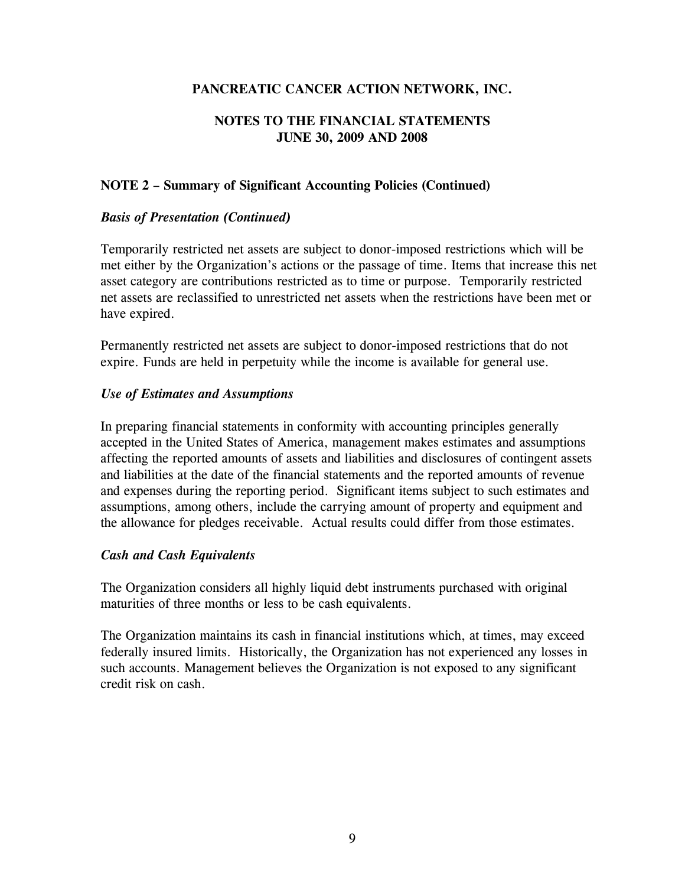# PANCREATIC CANCER ACTION NETWORK, INC.

## NOTES TO THE FINANCIAL STATEMENTS
## JUNE 30, 2009 AND 2008

### NOTE 2 – Summary of Significant Accounting Policies (Continued)

***Basis of Presentation (Continued)***

Temporarily restricted net assets are subject to donor-imposed restrictions which will be met either by the Organization's actions or the passage of time. Items that increase this net asset category are contributions restricted as to time or purpose. Temporarily restricted net assets are reclassified to unrestricted net assets when the restrictions have been met or have expired.

Permanently restricted net assets are subject to donor-imposed restrictions that do not expire. Funds are held in perpetuity while the income is available for general use.

***Use of Estimates and Assumptions***

In preparing financial statements in conformity with accounting principles generally accepted in the United States of America, management makes estimates and assumptions affecting the reported amounts of assets and liabilities and disclosures of contingent assets and liabilities at the date of the financial statements and the reported amounts of revenue and expenses during the reporting period. Significant items subject to such estimates and assumptions, among others, include the carrying amount of property and equipment and the allowance for pledges receivable. Actual results could differ from those estimates.

***Cash and Cash Equivalents***

The Organization considers all highly liquid debt instruments purchased with original maturities of three months or less to be cash equivalents.

The Organization maintains its cash in financial institutions which, at times, may exceed federally insured limits. Historically, the Organization has not experienced any losses in such accounts. Management believes the Organization is not exposed to any significant credit risk on cash.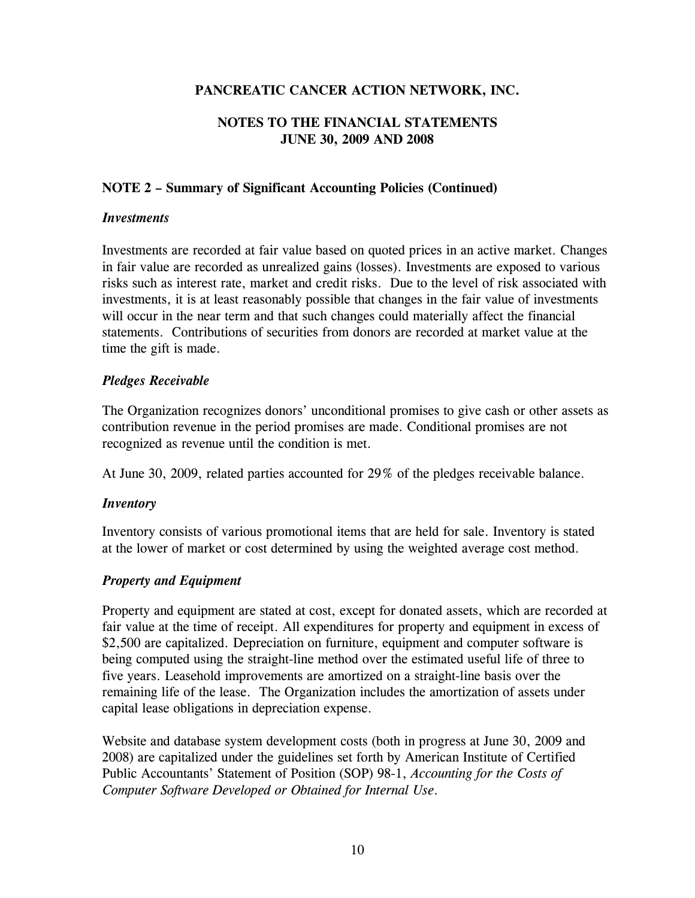**PANCREATIC CANCER ACTION NETWORK, INC.**

**NOTES TO THE FINANCIAL STATEMENTS**
**JUNE 30, 2009 AND 2008**

**NOTE 2 – Summary of Significant Accounting Policies (Continued)**

***Investments***

Investments are recorded at fair value based on quoted prices in an active market. Changes in fair value are recorded as unrealized gains (losses). Investments are exposed to various risks such as interest rate, market and credit risks. Due to the level of risk associated with investments, it is at least reasonably possible that changes in the fair value of investments will occur in the near term and that such changes could materially affect the financial statements. Contributions of securities from donors are recorded at market value at the time the gift is made.

***Pledges Receivable***

The Organization recognizes donors' unconditional promises to give cash or other assets as contribution revenue in the period promises are made. Conditional promises are not recognized as revenue until the condition is met.

At June 30, 2009, related parties accounted for 29% of the pledges receivable balance.

***Inventory***

Inventory consists of various promotional items that are held for sale. Inventory is stated at the lower of market or cost determined by using the weighted average cost method.

***Property and Equipment***

Property and equipment are stated at cost, except for donated assets, which are recorded at fair value at the time of receipt. All expenditures for property and equipment in excess of $2,500 are capitalized. Depreciation on furniture, equipment and computer software is being computed using the straight-line method over the estimated useful life of three to five years. Leasehold improvements are amortized on a straight-line basis over the remaining life of the lease. The Organization includes the amortization of assets under capital lease obligations in depreciation expense.

Website and database system development costs (both in progress at June 30, 2009 and 2008) are capitalized under the guidelines set forth by American Institute of Certified Public Accountants' Statement of Position (SOP) 98-1, *Accounting for the Costs of Computer Software Developed or Obtained for Internal Use*.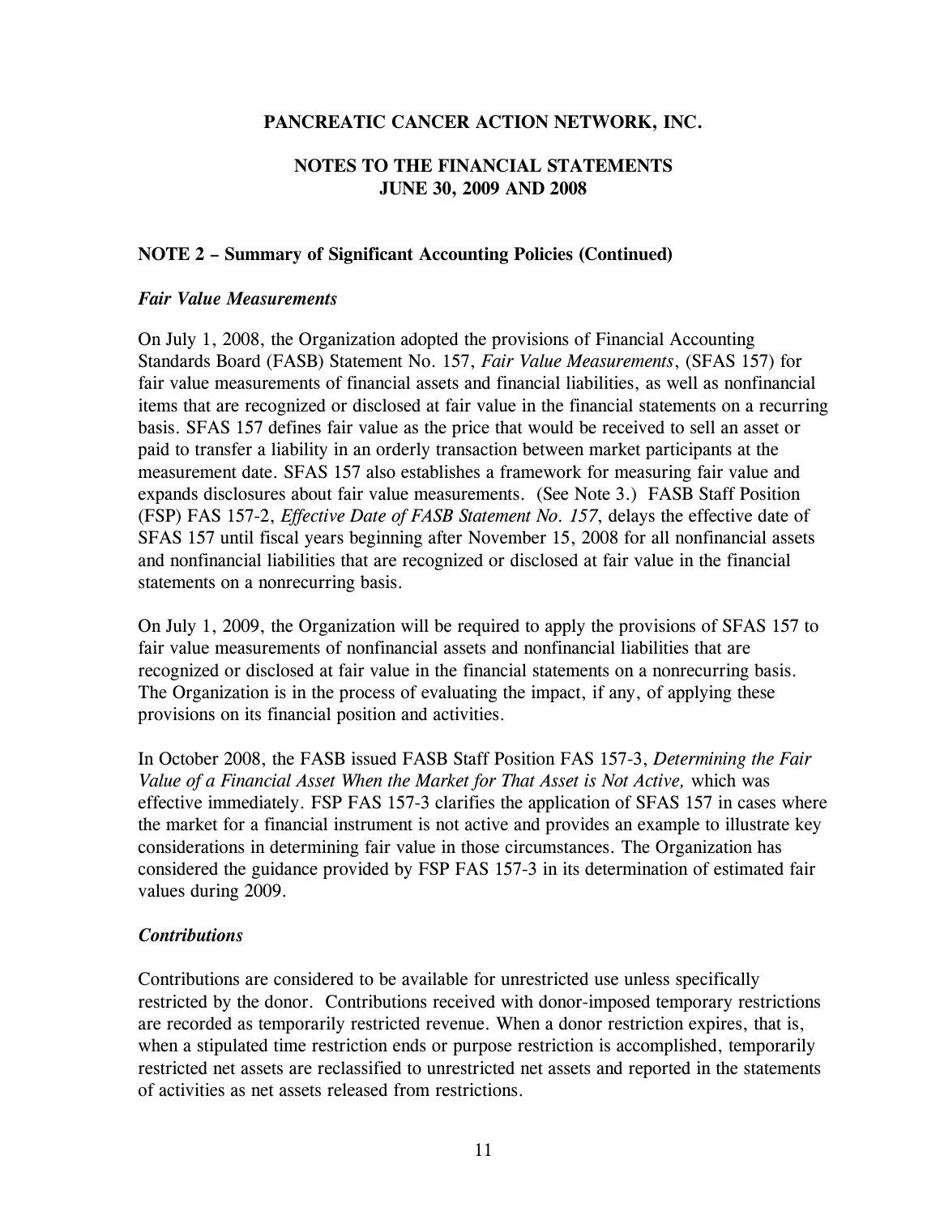**PANCREATIC CANCER ACTION NETWORK, INC.**

**NOTES TO THE FINANCIAL STATEMENTS**
**JUNE 30, 2009 AND 2008**

**NOTE 2 – Summary of Significant Accounting Policies (Continued)**

***Fair Value Measurements***

On July 1, 2008, the Organization adopted the provisions of Financial Accounting Standards Board (FASB) Statement No. 157, *Fair Value Measurements*, (SFAS 157) for fair value measurements of financial assets and financial liabilities, as well as nonfinancial items that are recognized or disclosed at fair value in the financial statements on a recurring basis. SFAS 157 defines fair value as the price that would be received to sell an asset or paid to transfer a liability in an orderly transaction between market participants at the measurement date. SFAS 157 also establishes a framework for measuring fair value and expands disclosures about fair value measurements. (See Note 3.) FASB Staff Position (FSP) FAS 157-2, *Effective Date of FASB Statement No. 157*, delays the effective date of SFAS 157 until fiscal years beginning after November 15, 2008 for all nonfinancial assets and nonfinancial liabilities that are recognized or disclosed at fair value in the financial statements on a nonrecurring basis.

On July 1, 2009, the Organization will be required to apply the provisions of SFAS 157 to fair value measurements of nonfinancial assets and nonfinancial liabilities that are recognized or disclosed at fair value in the financial statements on a nonrecurring basis. The Organization is in the process of evaluating the impact, if any, of applying these provisions on its financial position and activities.

In October 2008, the FASB issued FASB Staff Position FAS 157-3, *Determining the Fair Value of a Financial Asset When the Market for That Asset is Not Active,* which was effective immediately. FSP FAS 157-3 clarifies the application of SFAS 157 in cases where the market for a financial instrument is not active and provides an example to illustrate key considerations in determining fair value in those circumstances. The Organization has considered the guidance provided by FSP FAS 157-3 in its determination of estimated fair values during 2009.

***Contributions***

Contributions are considered to be available for unrestricted use unless specifically restricted by the donor. Contributions received with donor-imposed temporary restrictions are recorded as temporarily restricted revenue. When a donor restriction expires, that is, when a stipulated time restriction ends or purpose restriction is accomplished, temporarily restricted net assets are reclassified to unrestricted net assets and reported in the statements of activities as net assets released from restrictions.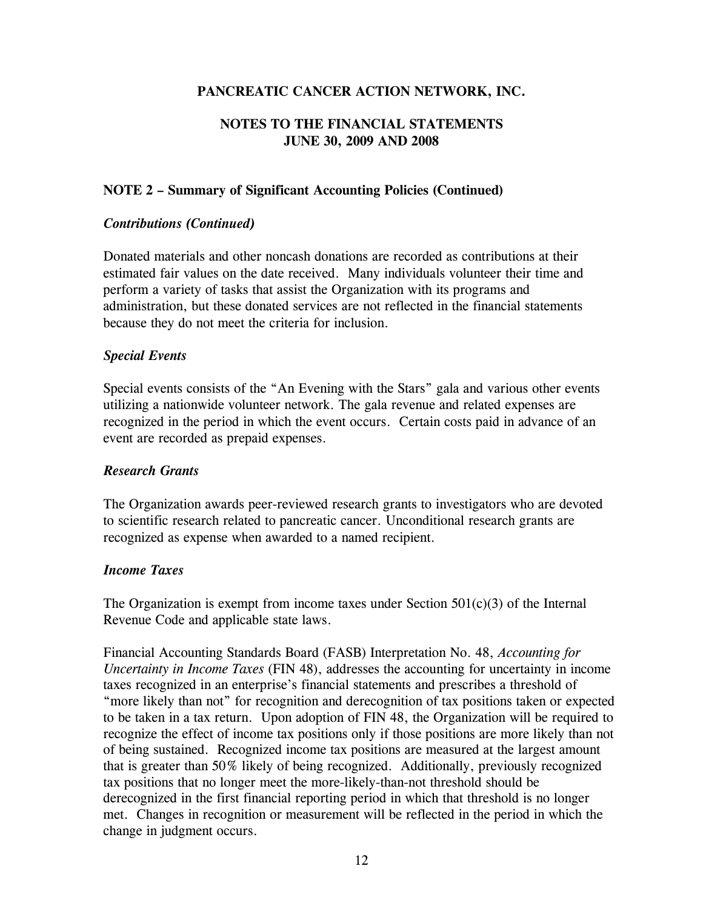# PANCREATIC CANCER ACTION NETWORK, INC.

## NOTES TO THE FINANCIAL STATEMENTS
## JUNE 30, 2009 AND 2008

### NOTE 2 – Summary of Significant Accounting Policies (Continued)

***Contributions (Continued)***

Donated materials and other noncash donations are recorded as contributions at their estimated fair values on the date received. Many individuals volunteer their time and perform a variety of tasks that assist the Organization with its programs and administration, but these donated services are not reflected in the financial statements because they do not meet the criteria for inclusion.

***Special Events***

Special events consists of the "An Evening with the Stars" gala and various other events utilizing a nationwide volunteer network. The gala revenue and related expenses are recognized in the period in which the event occurs. Certain costs paid in advance of an event are recorded as prepaid expenses.

***Research Grants***

The Organization awards peer-reviewed research grants to investigators who are devoted to scientific research related to pancreatic cancer. Unconditional research grants are recognized as expense when awarded to a named recipient.

***Income Taxes***

The Organization is exempt from income taxes under Section 501(c)(3) of the Internal Revenue Code and applicable state laws.

Financial Accounting Standards Board (FASB) Interpretation No. 48, *Accounting for Uncertainty in Income Taxes* (FIN 48), addresses the accounting for uncertainty in income taxes recognized in an enterprise's financial statements and prescribes a threshold of "more likely than not" for recognition and derecognition of tax positions taken or expected to be taken in a tax return. Upon adoption of FIN 48, the Organization will be required to recognize the effect of income tax positions only if those positions are more likely than not of being sustained. Recognized income tax positions are measured at the largest amount that is greater than 50% likely of being recognized. Additionally, previously recognized tax positions that no longer meet the more-likely-than-not threshold should be derecognized in the first financial reporting period in which that threshold is no longer met. Changes in recognition or measurement will be reflected in the period in which the change in judgment occurs.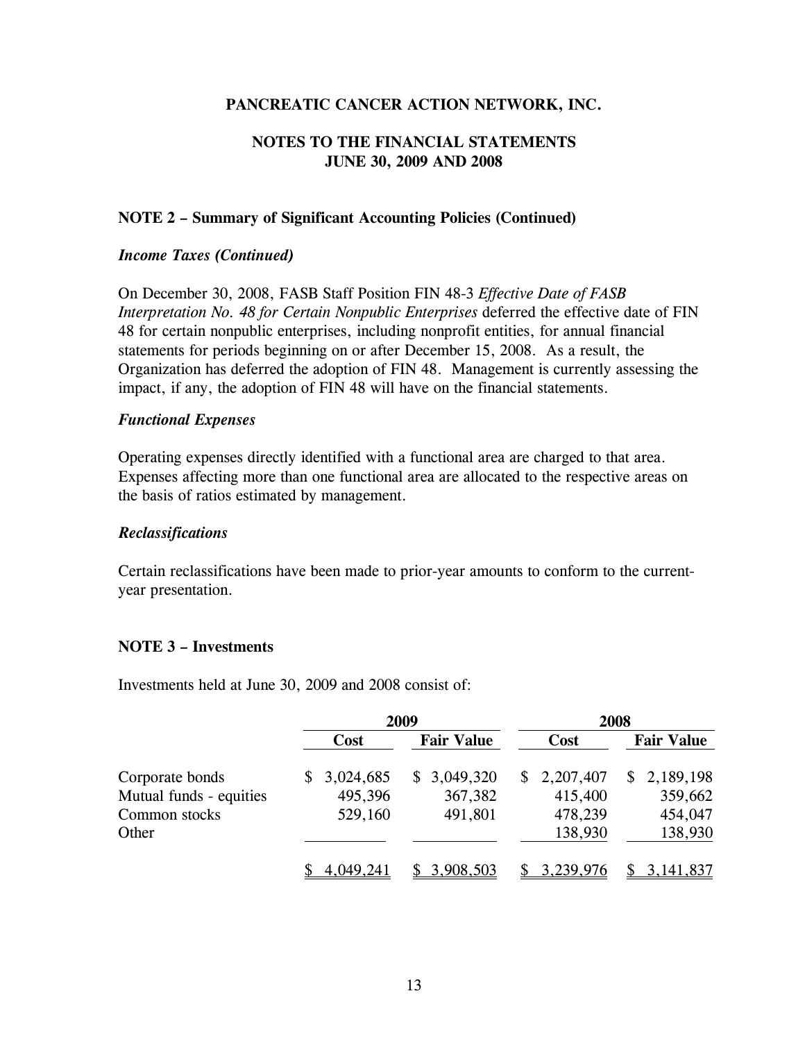**PANCREATIC CANCER ACTION NETWORK, INC.**

**NOTES TO THE FINANCIAL STATEMENTS**
**JUNE 30, 2009 AND 2008**

**NOTE 2 – Summary of Significant Accounting Policies (Continued)**

***Income Taxes (Continued)***

On December 30, 2008, FASB Staff Position FIN 48-3 *Effective Date of FASB Interpretation No. 48 for Certain Nonpublic Enterprises* deferred the effective date of FIN 48 for certain nonpublic enterprises, including nonprofit entities, for annual financial statements for periods beginning on or after December 15, 2008. As a result, the Organization has deferred the adoption of FIN 48. Management is currently assessing the impact, if any, the adoption of FIN 48 will have on the financial statements.

***Functional Expenses***

Operating expenses directly identified with a functional area are charged to that area. Expenses affecting more than one functional area are allocated to the respective areas on the basis of ratios estimated by management.

***Reclassifications***

Certain reclassifications have been made to prior-year amounts to conform to the current-year presentation.

**NOTE 3 – Investments**

Investments held at June 30, 2009 and 2008 consist of:

| | 2009 | | 2008 | |
|---|---|---|---|---|
| | Cost | Fair Value | Cost | Fair Value |
| Corporate bonds | $ 3,024,685 | $ 3,049,320 | $ 2,207,407 | $ 2,189,198 |
| Mutual funds - equities | 495,396 | 367,382 | 415,400 | 359,662 |
| Common stocks | 529,160 | 491,801 | 478,239 | 454,047 |
| Other | | | 138,930 | 138,930 |
| | $ 4,049,241 | $ 3,908,503 | $ 3,239,976 | $ 3,141,837 |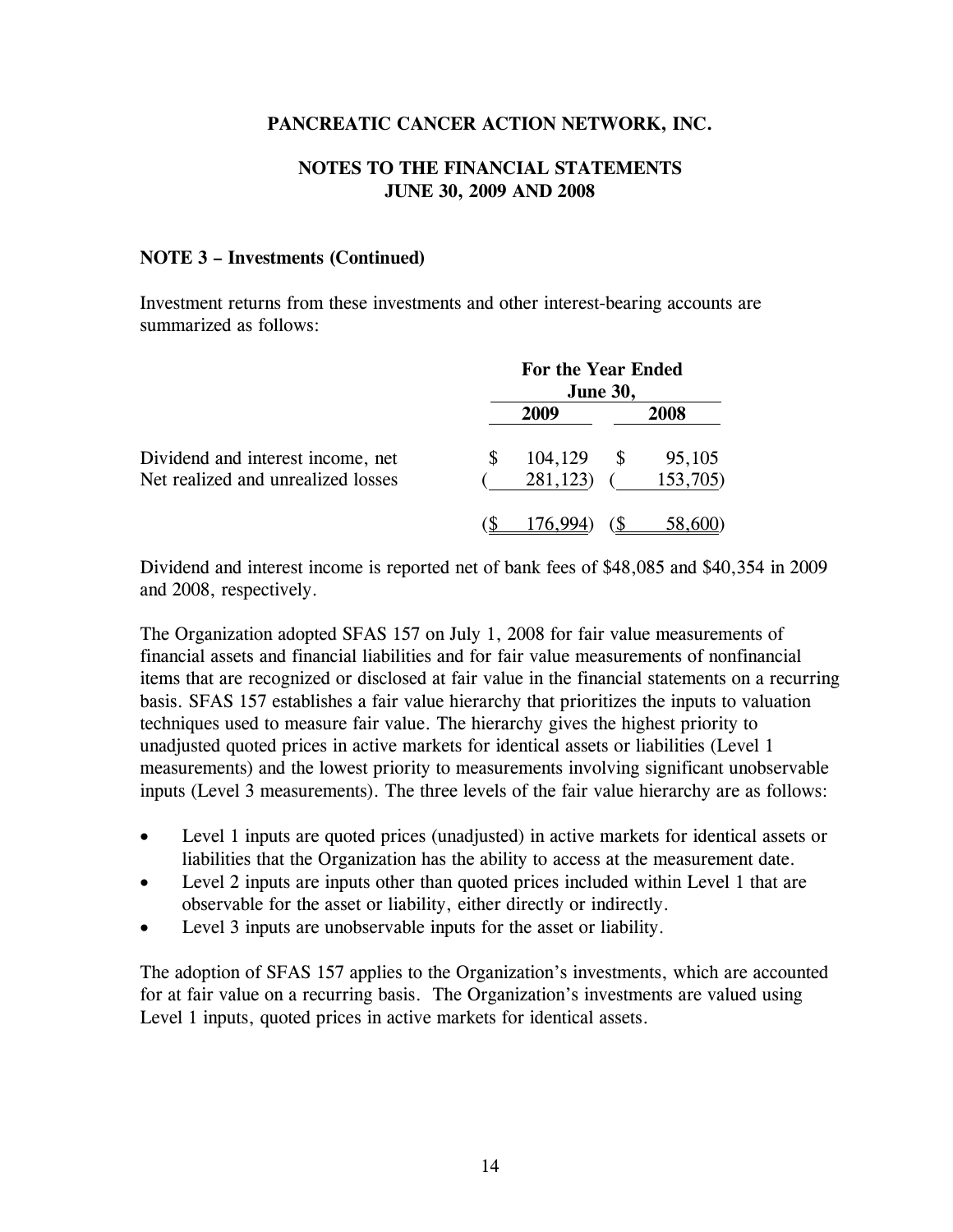# PANCREATIC CANCER ACTION NETWORK, INC.

## NOTES TO THE FINANCIAL STATEMENTS
## JUNE 30, 2009 AND 2008

### NOTE 3 – Investments (Continued)

Investment returns from these investments and other interest-bearing accounts are summarized as follows:

| | For the Year Ended June 30, | |
|---|---|---|
| | 2009 | 2008 |
| Dividend and interest income, net | $ 104,129 | $ 95,105 |
| Net realized and unrealized losses | ( 281,123) | ( 153,705) |
| | ($ 176,994) | ($ 58,600) |

Dividend and interest income is reported net of bank fees of $48,085 and $40,354 in 2009 and 2008, respectively.

The Organization adopted SFAS 157 on July 1, 2008 for fair value measurements of financial assets and financial liabilities and for fair value measurements of nonfinancial items that are recognized or disclosed at fair value in the financial statements on a recurring basis. SFAS 157 establishes a fair value hierarchy that prioritizes the inputs to valuation techniques used to measure fair value. The hierarchy gives the highest priority to unadjusted quoted prices in active markets for identical assets or liabilities (Level 1 measurements) and the lowest priority to measurements involving significant unobservable inputs (Level 3 measurements). The three levels of the fair value hierarchy are as follows:

- Level 1 inputs are quoted prices (unadjusted) in active markets for identical assets or liabilities that the Organization has the ability to access at the measurement date.
- Level 2 inputs are inputs other than quoted prices included within Level 1 that are observable for the asset or liability, either directly or indirectly.
- Level 3 inputs are unobservable inputs for the asset or liability.

The adoption of SFAS 157 applies to the Organization's investments, which are accounted for at fair value on a recurring basis. The Organization's investments are valued using Level 1 inputs, quoted prices in active markets for identical assets.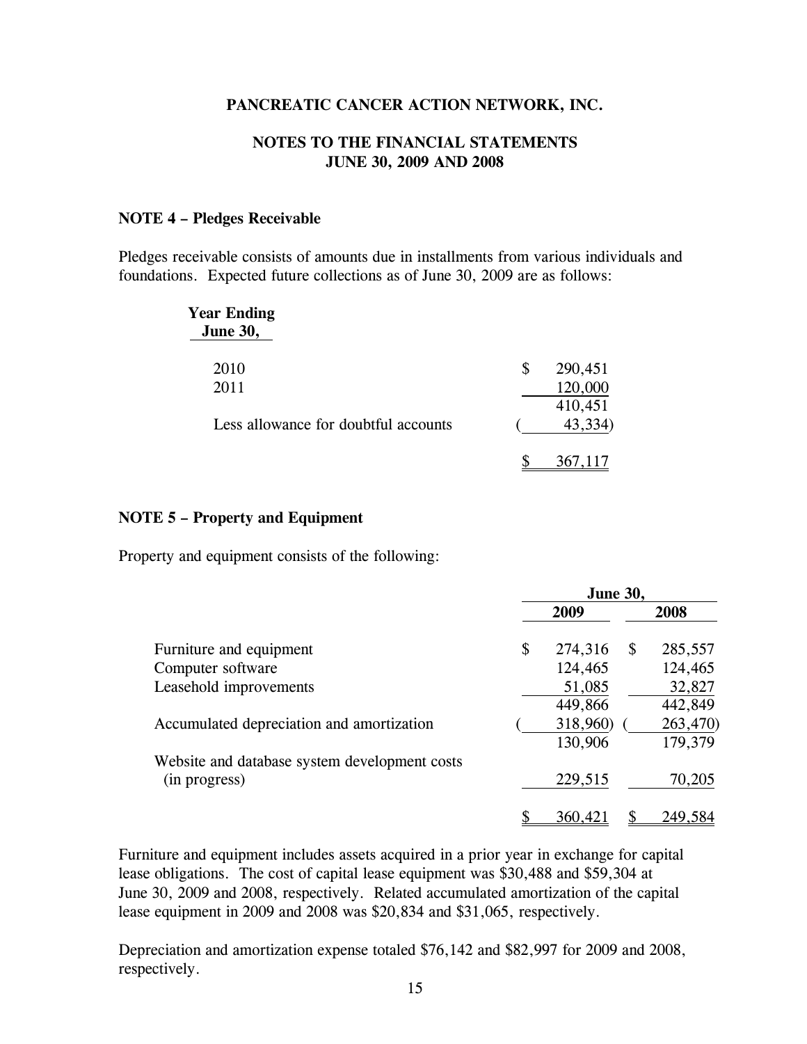**PANCREATIC CANCER ACTION NETWORK, INC.**

**NOTES TO THE FINANCIAL STATEMENTS**
**JUNE 30, 2009 AND 2008**

### NOTE 4 – Pledges Receivable

Pledges receivable consists of amounts due in installments from various individuals and foundations. Expected future collections as of June 30, 2009 are as follows:

| Year Ending June 30, | |
|---|---|
| 2010 | $ 290,451 |
| 2011 | 120,000 |
| | 410,451 |
| Less allowance for doubtful accounts | ( 43,334) |
| | $ 367,117 |

### NOTE 5 – Property and Equipment

Property and equipment consists of the following:

| | June 30, 2009 | June 30, 2008 |
|---|---|---|
| Furniture and equipment | $ 274,316 | $ 285,557 |
| Computer software | 124,465 | 124,465 |
| Leasehold improvements | 51,085 | 32,827 |
| | 449,866 | 442,849 |
| Accumulated depreciation and amortization | ( 318,960) | ( 263,470) |
| | 130,906 | 179,379 |
| Website and database system development costs (in progress) | 229,515 | 70,205 |
| | $ 360,421 | $ 249,584 |

Furniture and equipment includes assets acquired in a prior year in exchange for capital lease obligations. The cost of capital lease equipment was $30,488 and $59,304 at June 30, 2009 and 2008, respectively. Related accumulated amortization of the capital lease equipment in 2009 and 2008 was $20,834 and $31,065, respectively.

Depreciation and amortization expense totaled $76,142 and $82,997 for 2009 and 2008, respectively.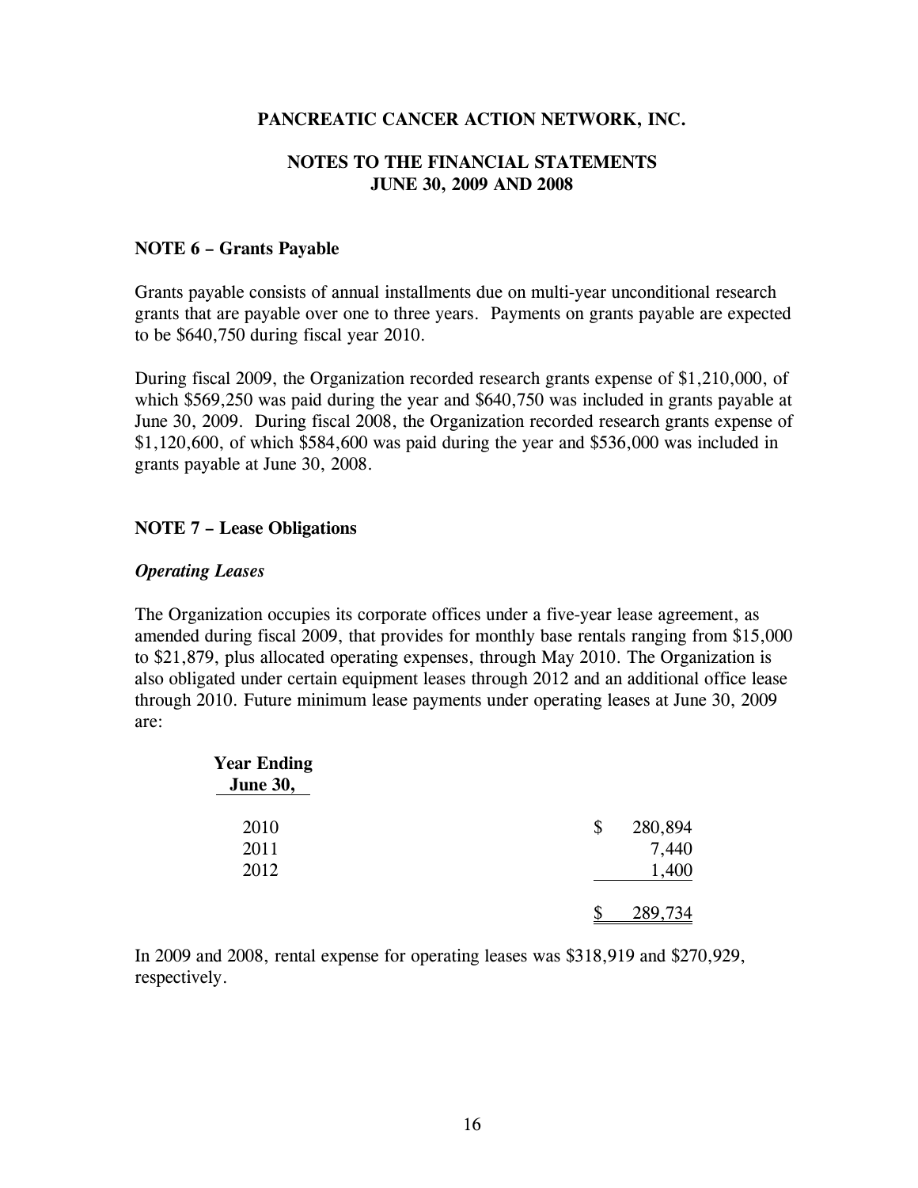**PANCREATIC CANCER ACTION NETWORK, INC.**

**NOTES TO THE FINANCIAL STATEMENTS**
**JUNE 30, 2009 AND 2008**

### NOTE 6 – Grants Payable

Grants payable consists of annual installments due on multi-year unconditional research grants that are payable over one to three years. Payments on grants payable are expected to be $640,750 during fiscal year 2010.

During fiscal 2009, the Organization recorded research grants expense of $1,210,000, of which $569,250 was paid during the year and $640,750 was included in grants payable at June 30, 2009. During fiscal 2008, the Organization recorded research grants expense of $1,120,600, of which $584,600 was paid during the year and $536,000 was included in grants payable at June 30, 2008.

### NOTE 7 – Lease Obligations

***Operating Leases***

The Organization occupies its corporate offices under a five-year lease agreement, as amended during fiscal 2009, that provides for monthly base rentals ranging from $15,000 to $21,879, plus allocated operating expenses, through May 2010. The Organization is also obligated under certain equipment leases through 2012 and an additional office lease through 2010. Future minimum lease payments under operating leases at June 30, 2009 are:

| Year Ending June 30, | |
|---|---|
| 2010 | $ 280,894 |
| 2011 | 7,440 |
| 2012 | 1,400 |
| | $ 289,734 |

In 2009 and 2008, rental expense for operating leases was $318,919 and $270,929, respectively.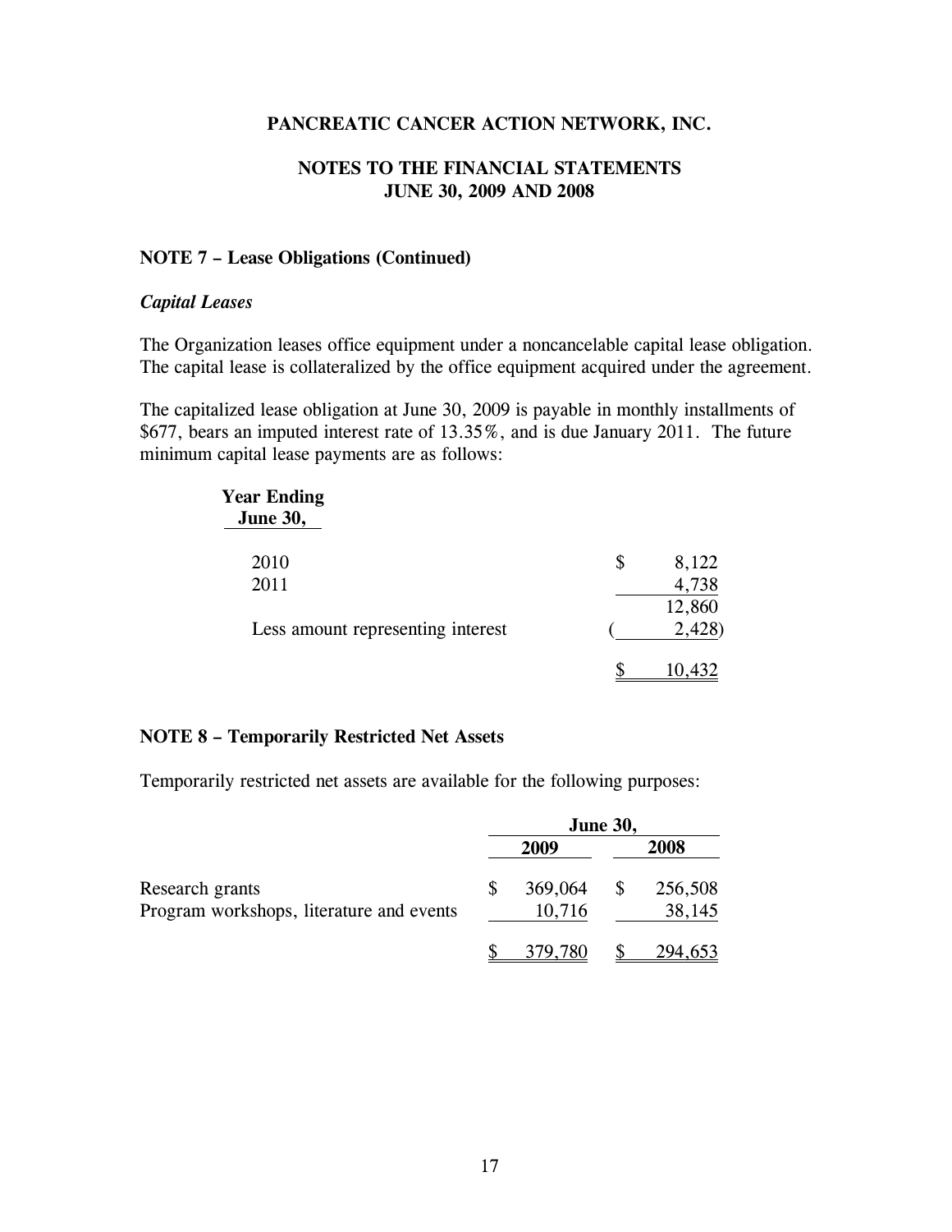**PANCREATIC CANCER ACTION NETWORK, INC.**

**NOTES TO THE FINANCIAL STATEMENTS**
**JUNE 30, 2009 AND 2008**

### NOTE 7 – Lease Obligations (Continued)

***Capital Leases***

The Organization leases office equipment under a noncancelable capital lease obligation. The capital lease is collateralized by the office equipment acquired under the agreement.

The capitalized lease obligation at June 30, 2009 is payable in monthly installments of $677, bears an imputed interest rate of 13.35%, and is due January 2011. The future minimum capital lease payments are as follows:

| Year Ending June 30, | |
|---|---|
| 2010 | $ 8,122 |
| 2011 | 4,738 |
| | 12,860 |
| Less amount representing interest | (2,428) |
| | $ 10,432 |

### NOTE 8 – Temporarily Restricted Net Assets

Temporarily restricted net assets are available for the following purposes:

| | June 30, | |
|---|---|---|
| | 2009 | 2008 |
| Research grants | $ 369,064 | $ 256,508 |
| Program workshops, literature and events | 10,716 | 38,145 |
| | $ 379,780 | $ 294,653 |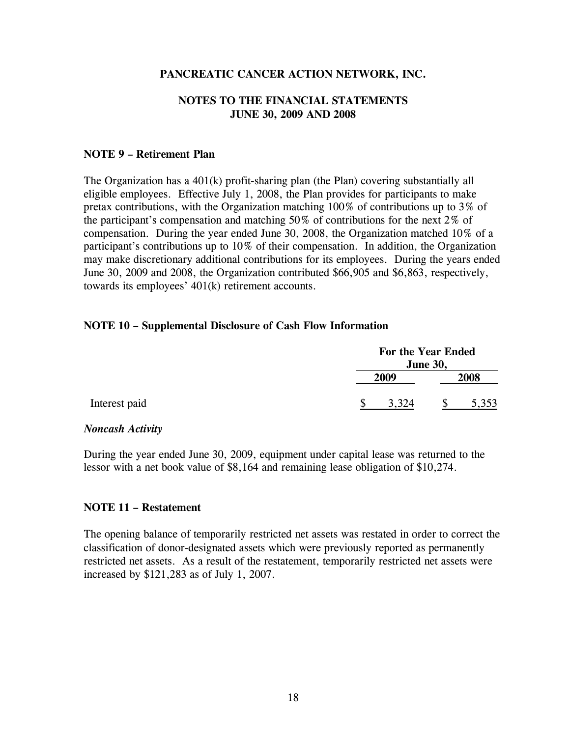**PANCREATIC CANCER ACTION NETWORK, INC.**

**NOTES TO THE FINANCIAL STATEMENTS**
**JUNE 30, 2009 AND 2008**

### NOTE 9 – Retirement Plan

The Organization has a 401(k) profit-sharing plan (the Plan) covering substantially all eligible employees. Effective July 1, 2008, the Plan provides for participants to make pretax contributions, with the Organization matching 100% of contributions up to 3% of the participant's compensation and matching 50% of contributions for the next 2% of compensation. During the year ended June 30, 2008, the Organization matched 10% of a participant's contributions up to 10% of their compensation. In addition, the Organization may make discretionary additional contributions for its employees. During the years ended June 30, 2009 and 2008, the Organization contributed $66,905 and $6,863, respectively, towards its employees' 401(k) retirement accounts.

### NOTE 10 – Supplemental Disclosure of Cash Flow Information

| | For the Year Ended June 30, | |
|---|---|---|
| | **2009** | **2008** |
| Interest paid | $ 3,324 | $ 5,353 |

***Noncash Activity***

During the year ended June 30, 2009, equipment under capital lease was returned to the lessor with a net book value of $8,164 and remaining lease obligation of $10,274.

### NOTE 11 – Restatement

The opening balance of temporarily restricted net assets was restated in order to correct the classification of donor-designated assets which were previously reported as permanently restricted net assets. As a result of the restatement, temporarily restricted net assets were increased by $121,283 as of July 1, 2007.